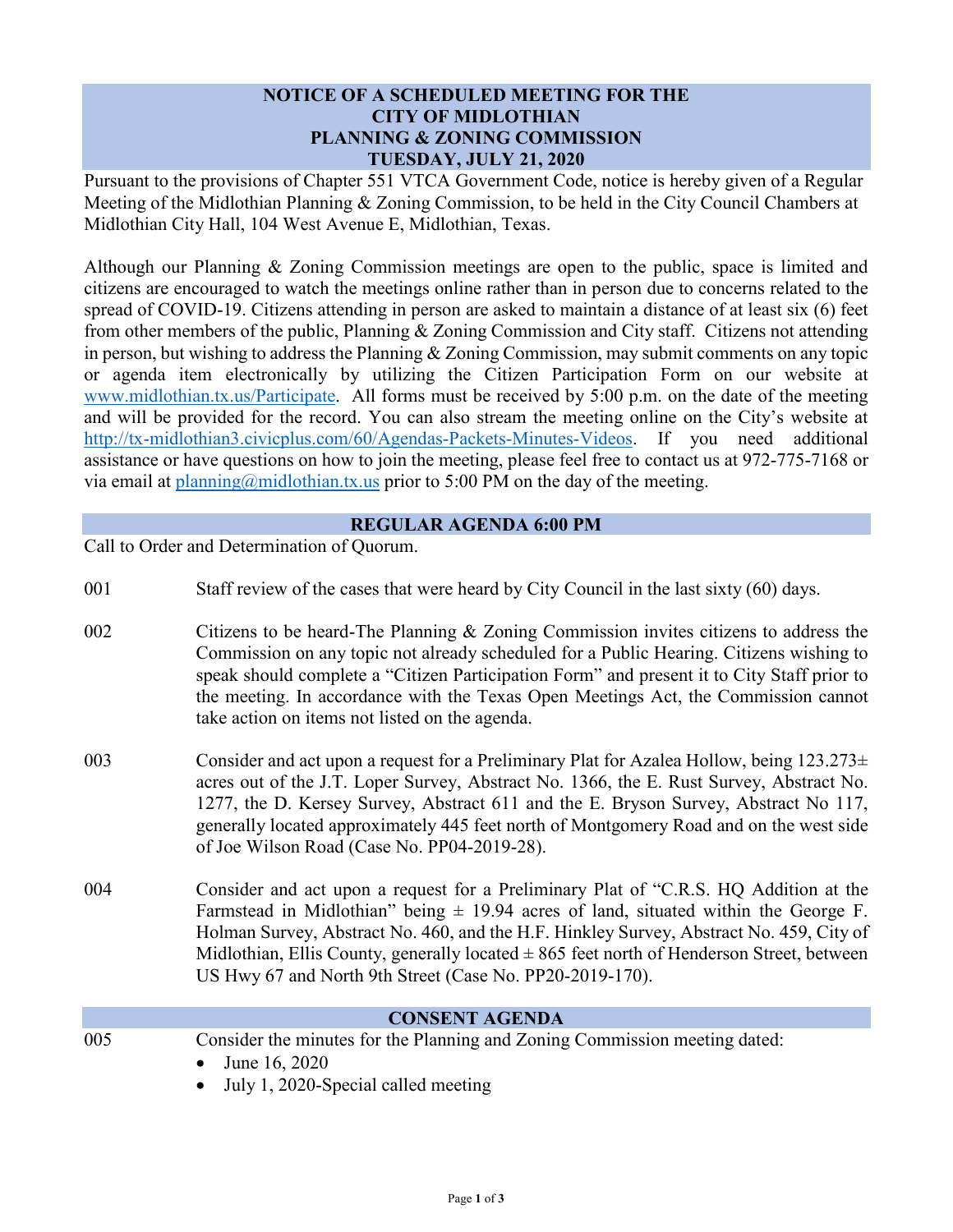# NOTICE OF A SCHEDULED MEETING FOR THE CITY OF MIDLOTHIAN PLANNING & ZONING COMMISSION TUESDAY, JULY 21, 2020

Pursuant to the provisions of Chapter 551 VTCA Government Code, notice is hereby given of a Regular Meeting of the Midlothian Planning & Zoning Commission, to be held in the City Council Chambers at Midlothian City Hall, 104 West Avenue E, Midlothian, Texas.

Although our Planning & Zoning Commission meetings are open to the public, space is limited and citizens are encouraged to watch the meetings online rather than in person due to concerns related to the spread of COVID-19. Citizens attending in person are asked to maintain a distance of at least six (6) feet from other members of the public, Planning & Zoning Commission and City staff. Citizens not attending in person, but wishing to address the Planning & Zoning Commission, may submit comments on any topic or agenda item electronically by utilizing the Citizen Participation Form on our website at www.midlothian.tx.us/Participate. All forms must be received by 5:00 p.m. on the date of the meeting and will be provided for the record. You can also stream the meeting online on the City's website at http://tx-midlothian3.civicplus.com/60/Agendas-Packets-Minutes-Videos. If you need additional assistance or have questions on how to join the meeting, please feel free to contact us at 972-775-7168 or via email at planning@midlothian.tx.us prior to 5:00 PM on the day of the meeting.

## REGULAR AGENDA 6:00 PM

Call to Order and Determination of Quorum.

001 Staff review of the cases that were heard by City Council in the last sixty (60) days.

002 Citizens to be heard-The Planning & Zoning Commission invites citizens to address the Commission on any topic not already scheduled for a Public Hearing. Citizens wishing to speak should complete a "Citizen Participation Form" and present it to City Staff prior to the meeting. In accordance with the Texas Open Meetings Act, the Commission cannot take action on items not listed on the agenda.

003 Consider and act upon a request for a Preliminary Plat for Azalea Hollow, being 123.273± acres out of the J.T. Loper Survey, Abstract No. 1366, the E. Rust Survey, Abstract No. 1277, the D. Kersey Survey, Abstract 611 and the E. Bryson Survey, Abstract No 117, generally located approximately 445 feet north of Montgomery Road and on the west side of Joe Wilson Road (Case No. PP04-2019-28).

004 Consider and act upon a request for a Preliminary Plat of "C.R.S. HQ Addition at the Farmstead in Midlothian" being ± 19.94 acres of land, situated within the George F. Holman Survey, Abstract No. 460, and the H.F. Hinkley Survey, Abstract No. 459, City of Midlothian, Ellis County, generally located ± 865 feet north of Henderson Street, between US Hwy 67 and North 9th Street (Case No. PP20-2019-170).

## CONSENT AGENDA

005 Consider the minutes for the Planning and Zoning Commission meeting dated:

- June 16, 2020
- July 1, 2020-Special called meeting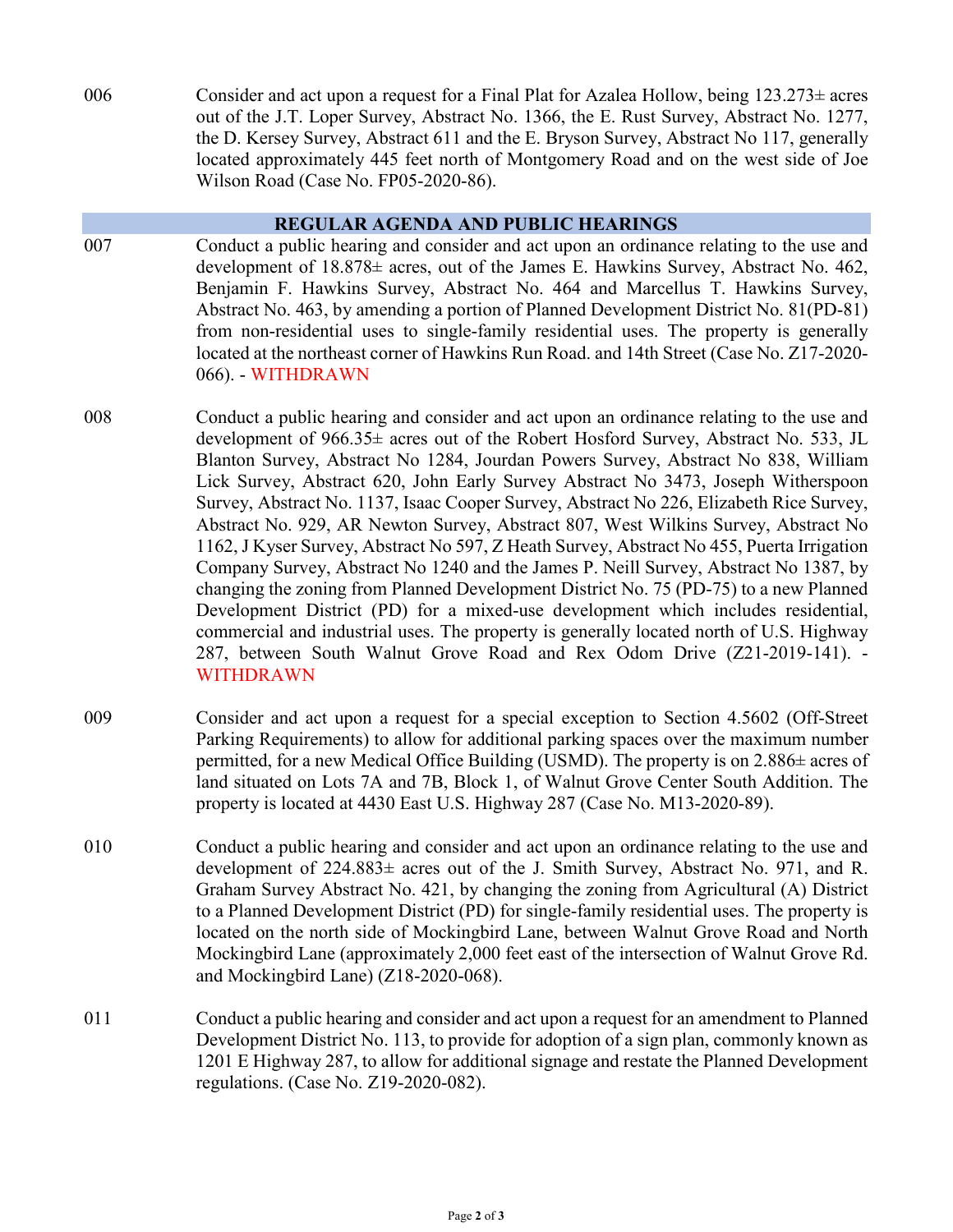006 Consider and act upon a request for a Final Plat for Azalea Hollow, being 123.273± acres out of the J.T. Loper Survey, Abstract No. 1366, the E. Rust Survey, Abstract No. 1277, the D. Kersey Survey, Abstract 611 and the E. Bryson Survey, Abstract No 117, generally located approximately 445 feet north of Montgomery Road and on the west side of Joe Wilson Road (Case No. FP05-2020-86).

## REGULAR AGENDA AND PUBLIC HEARINGS

007 Conduct a public hearing and consider and act upon an ordinance relating to the use and development of 18.878± acres, out of the James E. Hawkins Survey, Abstract No. 462, Benjamin F. Hawkins Survey, Abstract No. 464 and Marcellus T. Hawkins Survey, Abstract No. 463, by amending a portion of Planned Development District No. 81(PD-81) from non-residential uses to single-family residential uses. The property is generally located at the northeast corner of Hawkins Run Road. and 14th Street (Case No. Z17-2020-066). - WITHDRAWN

008 Conduct a public hearing and consider and act upon an ordinance relating to the use and development of 966.35± acres out of the Robert Hosford Survey, Abstract No. 533, JL Blanton Survey, Abstract No 1284, Jourdan Powers Survey, Abstract No 838, William Lick Survey, Abstract 620, John Early Survey Abstract No 3473, Joseph Witherspoon Survey, Abstract No. 1137, Isaac Cooper Survey, Abstract No 226, Elizabeth Rice Survey, Abstract No. 929, AR Newton Survey, Abstract 807, West Wilkins Survey, Abstract No 1162, J Kyser Survey, Abstract No 597, Z Heath Survey, Abstract No 455, Puerta Irrigation Company Survey, Abstract No 1240 and the James P. Neill Survey, Abstract No 1387, by changing the zoning from Planned Development District No. 75 (PD-75) to a new Planned Development District (PD) for a mixed-use development which includes residential, commercial and industrial uses. The property is generally located north of U.S. Highway 287, between South Walnut Grove Road and Rex Odom Drive (Z21-2019-141). - WITHDRAWN

009 Consider and act upon a request for a special exception to Section 4.5602 (Off-Street Parking Requirements) to allow for additional parking spaces over the maximum number permitted, for a new Medical Office Building (USMD). The property is on 2.886± acres of land situated on Lots 7A and 7B, Block 1, of Walnut Grove Center South Addition. The property is located at 4430 East U.S. Highway 287 (Case No. M13-2020-89).

010 Conduct a public hearing and consider and act upon an ordinance relating to the use and development of 224.883± acres out of the J. Smith Survey, Abstract No. 971, and R. Graham Survey Abstract No. 421, by changing the zoning from Agricultural (A) District to a Planned Development District (PD) for single-family residential uses. The property is located on the north side of Mockingbird Lane, between Walnut Grove Road and North Mockingbird Lane (approximately 2,000 feet east of the intersection of Walnut Grove Rd. and Mockingbird Lane) (Z18-2020-068).

011 Conduct a public hearing and consider and act upon a request for an amendment to Planned Development District No. 113, to provide for adoption of a sign plan, commonly known as 1201 E Highway 287, to allow for additional signage and restate the Planned Development regulations. (Case No. Z19-2020-082).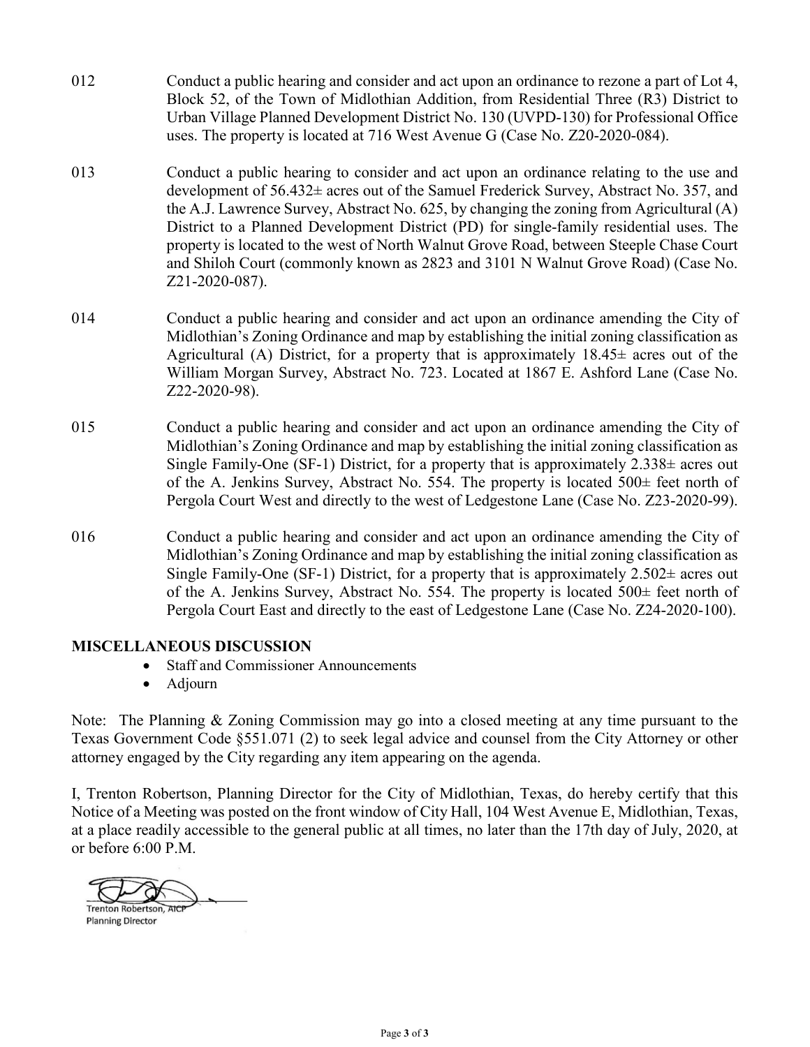012 Conduct a public hearing and consider and act upon an ordinance to rezone a part of Lot 4, Block 52, of the Town of Midlothian Addition, from Residential Three (R3) District to Urban Village Planned Development District No. 130 (UVPD-130) for Professional Office uses. The property is located at 716 West Avenue G (Case No. Z20-2020-084).

013 Conduct a public hearing to consider and act upon an ordinance relating to the use and development of 56.432± acres out of the Samuel Frederick Survey, Abstract No. 357, and the A.J. Lawrence Survey, Abstract No. 625, by changing the zoning from Agricultural (A) District to a Planned Development District (PD) for single-family residential uses. The property is located to the west of North Walnut Grove Road, between Steeple Chase Court and Shiloh Court (commonly known as 2823 and 3101 N Walnut Grove Road) (Case No. Z21-2020-087).

014 Conduct a public hearing and consider and act upon an ordinance amending the City of Midlothian's Zoning Ordinance and map by establishing the initial zoning classification as Agricultural (A) District, for a property that is approximately 18.45± acres out of the William Morgan Survey, Abstract No. 723. Located at 1867 E. Ashford Lane (Case No. Z22-2020-98).

015 Conduct a public hearing and consider and act upon an ordinance amending the City of Midlothian's Zoning Ordinance and map by establishing the initial zoning classification as Single Family-One (SF-1) District, for a property that is approximately 2.338± acres out of the A. Jenkins Survey, Abstract No. 554. The property is located 500± feet north of Pergola Court West and directly to the west of Ledgestone Lane (Case No. Z23-2020-99).

016 Conduct a public hearing and consider and act upon an ordinance amending the City of Midlothian's Zoning Ordinance and map by establishing the initial zoning classification as Single Family-One (SF-1) District, for a property that is approximately 2.502± acres out of the A. Jenkins Survey, Abstract No. 554. The property is located 500± feet north of Pergola Court East and directly to the east of Ledgestone Lane (Case No. Z24-2020-100).

**MISCELLANEOUS DISCUSSION**

- Staff and Commissioner Announcements
- Adjourn

Note: The Planning & Zoning Commission may go into a closed meeting at any time pursuant to the Texas Government Code §551.071 (2) to seek legal advice and counsel from the City Attorney or other attorney engaged by the City regarding any item appearing on the agenda.

I, Trenton Robertson, Planning Director for the City of Midlothian, Texas, do hereby certify that this Notice of a Meeting was posted on the front window of City Hall, 104 West Avenue E, Midlothian, Texas, at a place readily accessible to the general public at all times, no later than the 17th day of July, 2020, at or before 6:00 P.M.

Trenton Robertson, AICP
Planning Director